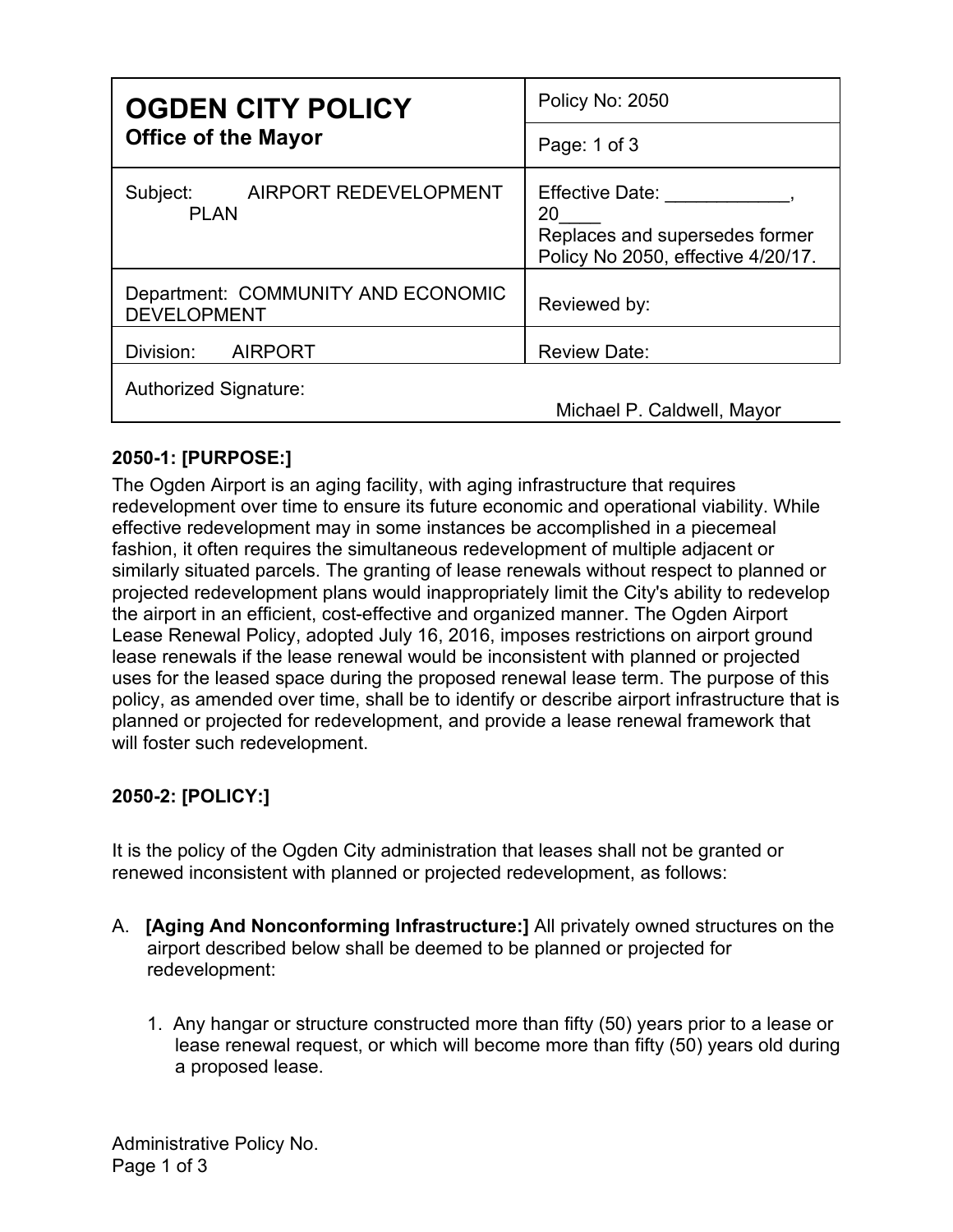| **OGDEN CITY POLICY**<br>**Office of the Mayor** | Policy No: 2050 |
|---|---|
| | Page: 1 of 3 |
| Subject: AIRPORT REDEVELOPMENT PLAN | Effective Date: ____________, 20____<br>Replaces and supersedes former Policy No 2050, effective 4/20/17. |
| Department: COMMUNITY AND ECONOMIC DEVELOPMENT | Reviewed by: |
| Division: AIRPORT | Review Date: |
| Authorized Signature: Michael P. Caldwell, Mayor | |

**2050-1: [PURPOSE:]**

The Ogden Airport is an aging facility, with aging infrastructure that requires redevelopment over time to ensure its future economic and operational viability. While effective redevelopment may in some instances be accomplished in a piecemeal fashion, it often requires the simultaneous redevelopment of multiple adjacent or similarly situated parcels. The granting of lease renewals without respect to planned or projected redevelopment plans would inappropriately limit the City's ability to redevelop the airport in an efficient, cost-effective and organized manner. The Ogden Airport Lease Renewal Policy, adopted July 16, 2016, imposes restrictions on airport ground lease renewals if the lease renewal would be inconsistent with planned or projected uses for the leased space during the proposed renewal lease term. The purpose of this policy, as amended over time, shall be to identify or describe airport infrastructure that is planned or projected for redevelopment, and provide a lease renewal framework that will foster such redevelopment.

**2050-2: [POLICY:]**

It is the policy of the Ogden City administration that leases shall not be granted or renewed inconsistent with planned or projected redevelopment, as follows:

A. **[Aging And Nonconforming Infrastructure:]** All privately owned structures on the airport described below shall be deemed to be planned or projected for redevelopment:

   1. Any hangar or structure constructed more than fifty (50) years prior to a lease or lease renewal request, or which will become more than fifty (50) years old during a proposed lease.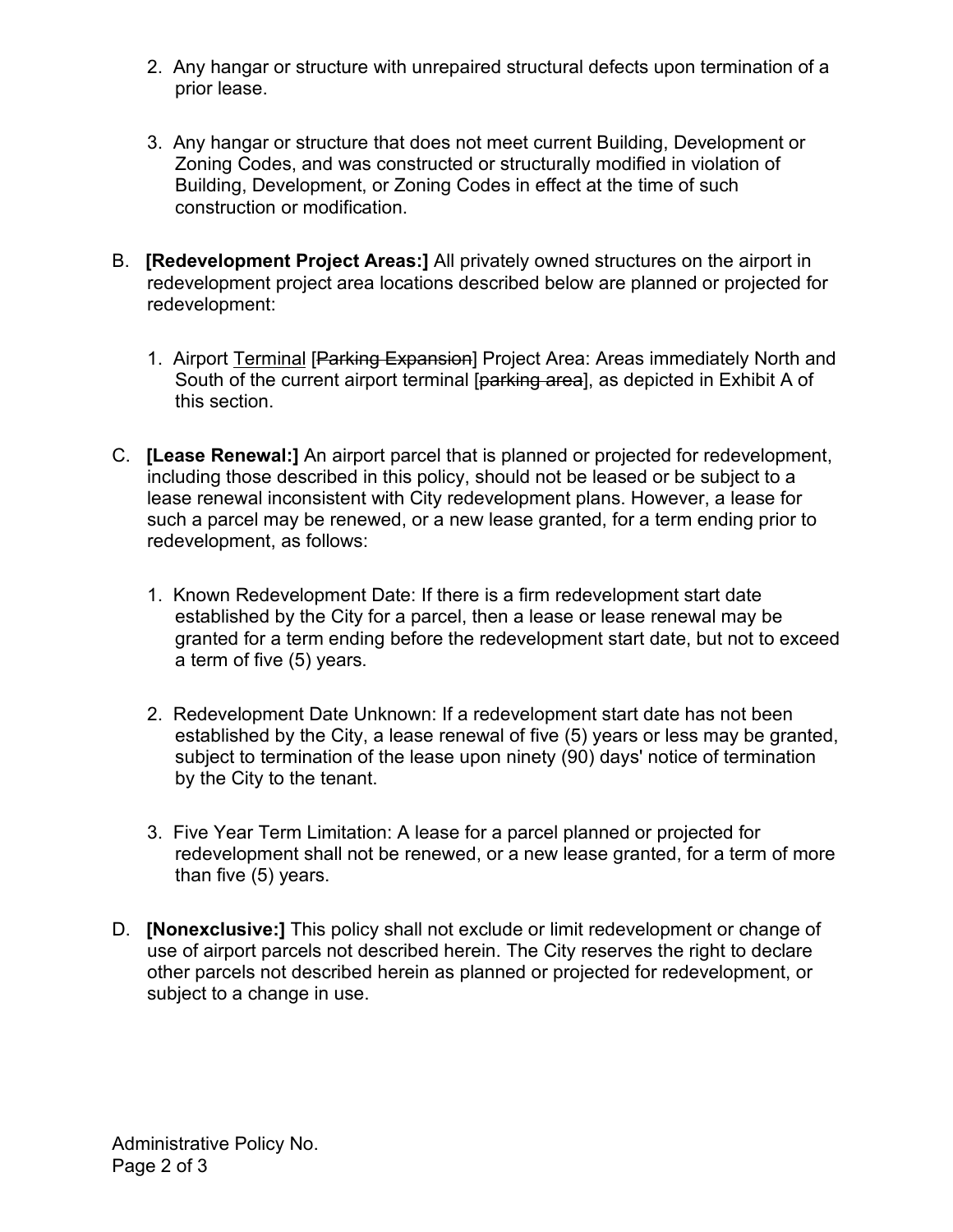2. Any hangar or structure with unrepaired structural defects upon termination of a prior lease.

3. Any hangar or structure that does not meet current Building, Development or Zoning Codes, and was constructed or structurally modified in violation of Building, Development, or Zoning Codes in effect at the time of such construction or modification.

B. **[Redevelopment Project Areas:]** All privately owned structures on the airport in redevelopment project area locations described below are planned or projected for redevelopment:

   1. Airport <u>Terminal</u> [~~Parking Expansion~~] Project Area: Areas immediately North and South of the current airport terminal [~~parking area~~], as depicted in Exhibit A of this section.

C. **[Lease Renewal:]** An airport parcel that is planned or projected for redevelopment, including those described in this policy, should not be leased or be subject to a lease renewal inconsistent with City redevelopment plans. However, a lease for such a parcel may be renewed, or a new lease granted, for a term ending prior to redevelopment, as follows:

   1. Known Redevelopment Date: If there is a firm redevelopment start date established by the City for a parcel, then a lease or lease renewal may be granted for a term ending before the redevelopment start date, but not to exceed a term of five (5) years.

   2. Redevelopment Date Unknown: If a redevelopment start date has not been established by the City, a lease renewal of five (5) years or less may be granted, subject to termination of the lease upon ninety (90) days' notice of termination by the City to the tenant.

   3. Five Year Term Limitation: A lease for a parcel planned or projected for redevelopment shall not be renewed, or a new lease granted, for a term of more than five (5) years.

D. **[Nonexclusive:]** This policy shall not exclude or limit redevelopment or change of use of airport parcels not described herein. The City reserves the right to declare other parcels not described herein as planned or projected for redevelopment, or subject to a change in use.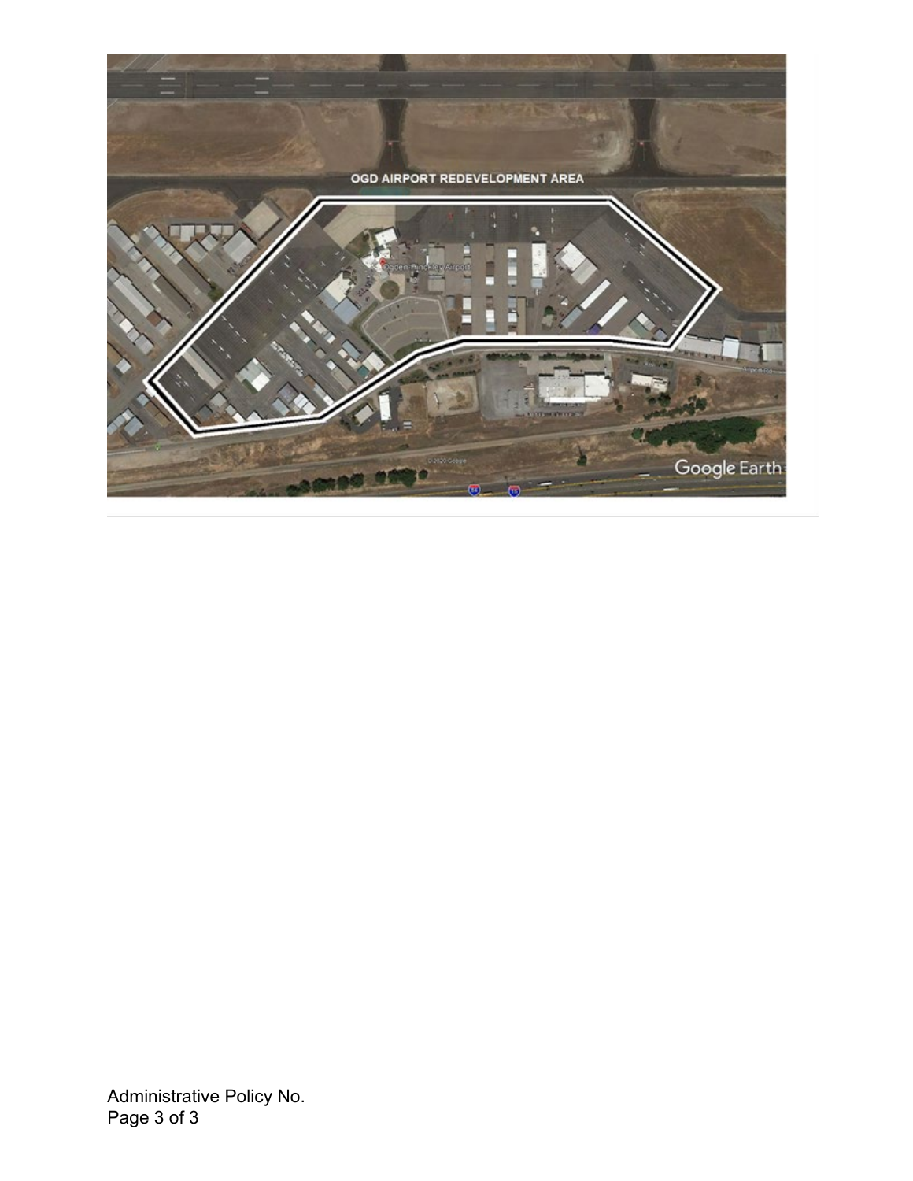OGD AIRPORT REDEVELOPMENT AREA